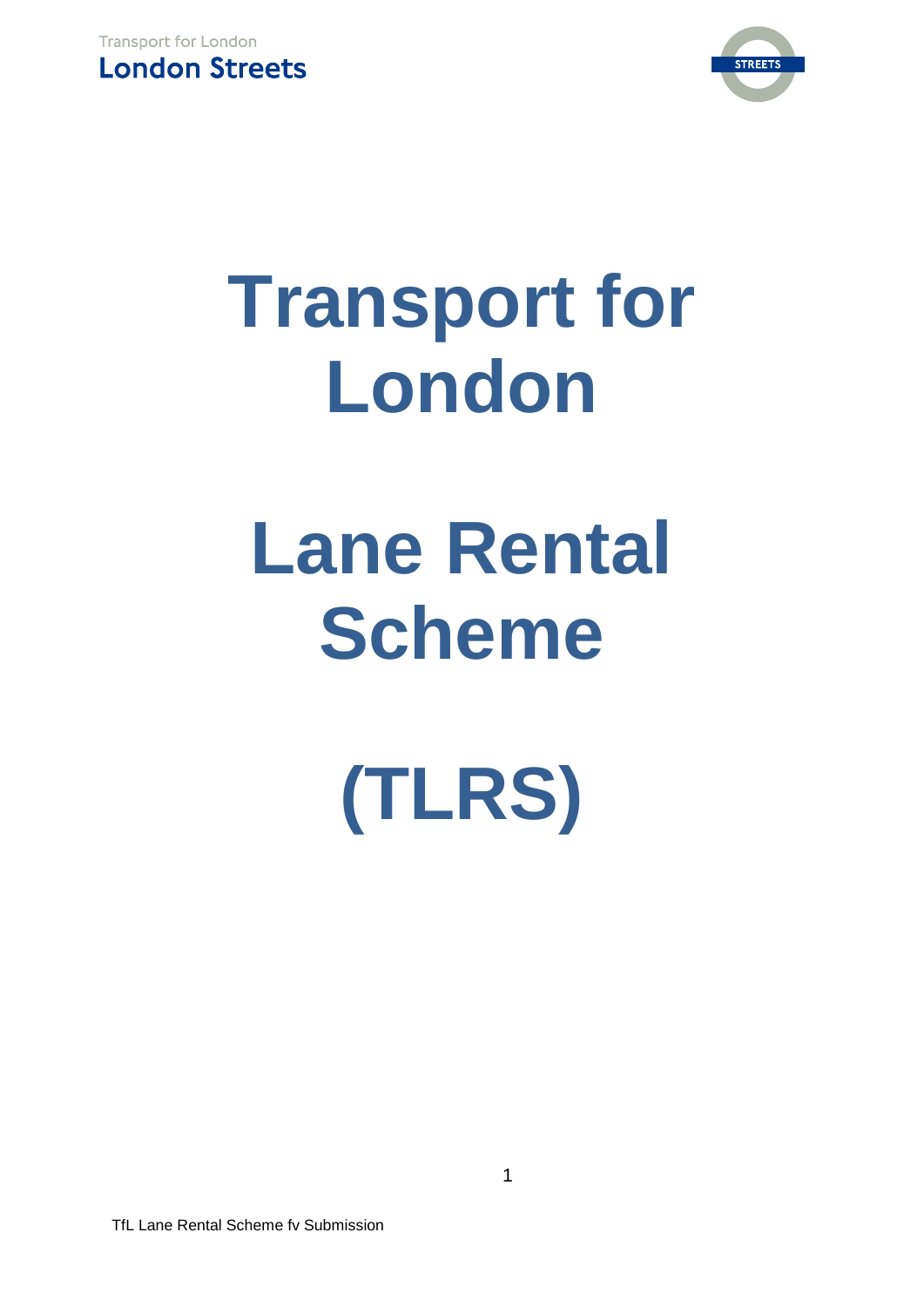Transport for London

London Streets

# Transport for London

# Lane Rental Scheme

# (TLRS)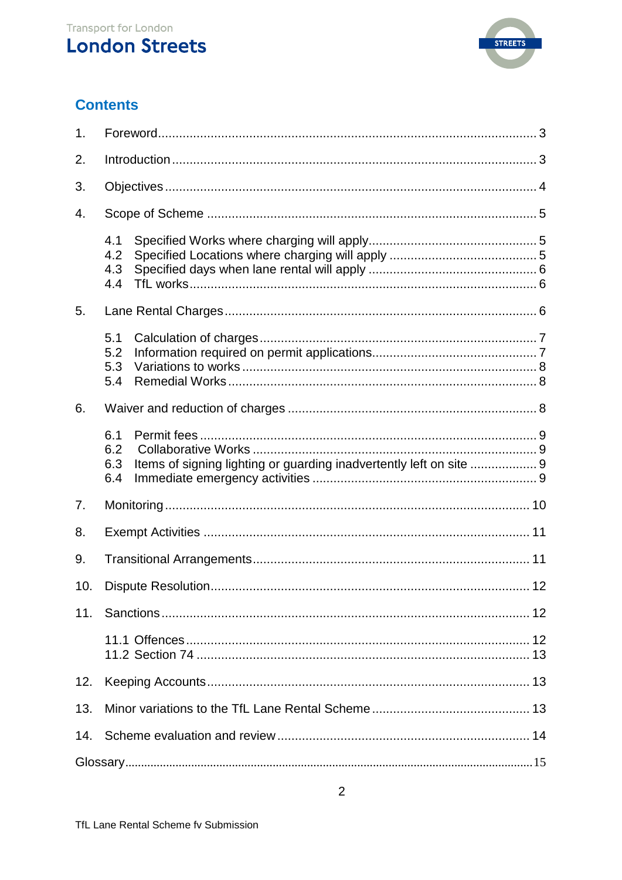## Contents

1. Foreword .......... 3
2. Introduction .......... 3
3. Objectives .......... 4
4. Scope of Scheme .......... 5
   - 4.1 Specified Works where charging will apply .......... 5
   - 4.2 Specified Locations where charging will apply .......... 5
   - 4.3 Specified days when lane rental will apply .......... 6
   - 4.4 TfL works .......... 6
5. Lane Rental Charges .......... 6
   - 5.1 Calculation of charges .......... 7
   - 5.2 Information required on permit applications .......... 7
   - 5.3 Variations to works .......... 8
   - 5.4 Remedial Works .......... 8
6. Waiver and reduction of charges .......... 8
   - 6.1 Permit fees .......... 9
   - 6.2 Collaborative Works .......... 9
   - 6.3 Items of signing lighting or guarding inadvertently left on site .......... 9
   - 6.4 Immediate emergency activities .......... 9
7. Monitoring .......... 10
8. Exempt Activities .......... 11
9. Transitional Arrangements .......... 11
10. Dispute Resolution .......... 12
11. Sanctions .......... 12
    - 11.1 Offences .......... 12
    - 11.2 Section 74 .......... 13
12. Keeping Accounts .......... 13
13. Minor variations to the TfL Lane Rental Scheme .......... 13
14. Scheme evaluation and review .......... 14

Glossary .......... 15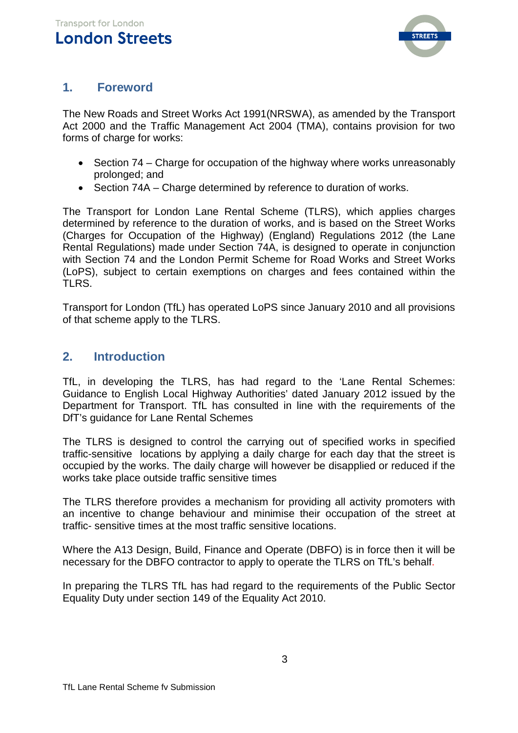## 1. Foreword

The New Roads and Street Works Act 1991(NRSWA), as amended by the Transport Act 2000 and the Traffic Management Act 2004 (TMA), contains provision for two forms of charge for works:

- Section 74 – Charge for occupation of the highway where works unreasonably prolonged; and
- Section 74A – Charge determined by reference to duration of works.

The Transport for London Lane Rental Scheme (TLRS), which applies charges determined by reference to the duration of works, and is based on the Street Works (Charges for Occupation of the Highway) (England) Regulations 2012 (the Lane Rental Regulations) made under Section 74A, is designed to operate in conjunction with Section 74 and the London Permit Scheme for Road Works and Street Works (LoPS), subject to certain exemptions on charges and fees contained within the TLRS.

Transport for London (TfL) has operated LoPS since January 2010 and all provisions of that scheme apply to the TLRS.

## 2. Introduction

TfL, in developing the TLRS, has had regard to the 'Lane Rental Schemes: Guidance to English Local Highway Authorities' dated January 2012 issued by the Department for Transport. TfL has consulted in line with the requirements of the DfT's guidance for Lane Rental Schemes

The TLRS is designed to control the carrying out of specified works in specified traffic-sensitive locations by applying a daily charge for each day that the street is occupied by the works. The daily charge will however be disapplied or reduced if the works take place outside traffic sensitive times

The TLRS therefore provides a mechanism for providing all activity promoters with an incentive to change behaviour and minimise their occupation of the street at traffic- sensitive times at the most traffic sensitive locations.

Where the A13 Design, Build, Finance and Operate (DBFO) is in force then it will be necessary for the DBFO contractor to apply to operate the TLRS on TfL's behalf.

In preparing the TLRS TfL has had regard to the requirements of the Public Sector Equality Duty under section 149 of the Equality Act 2010.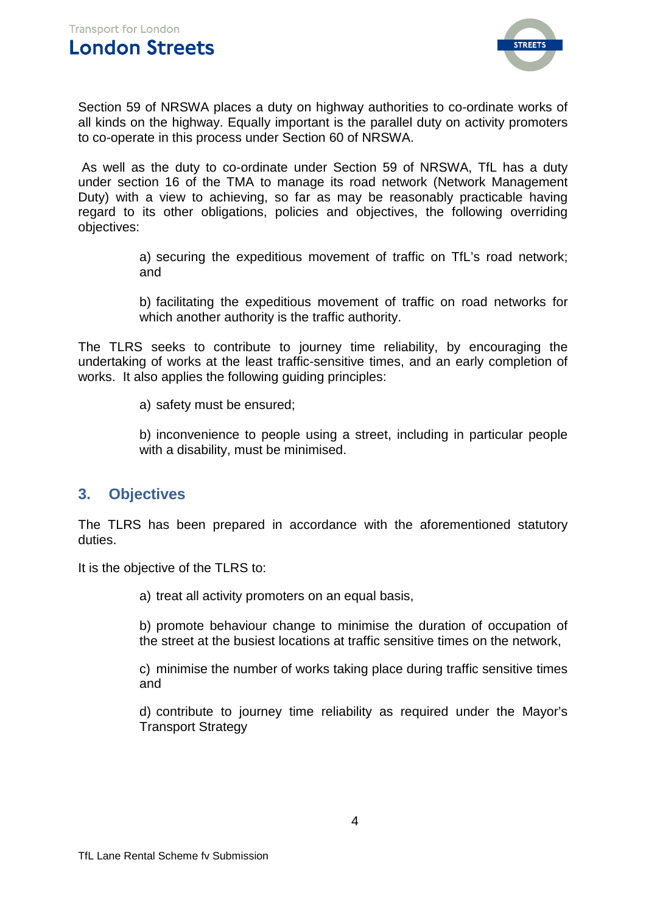Section 59 of NRSWA places a duty on highway authorities to co-ordinate works of all kinds on the highway. Equally important is the parallel duty on activity promoters to co-operate in this process under Section 60 of NRSWA.

As well as the duty to co-ordinate under Section 59 of NRSWA, TfL has a duty under section 16 of the TMA to manage its road network (Network Management Duty) with a view to achieving, so far as may be reasonably practicable having regard to its other obligations, policies and objectives, the following overriding objectives:

> a) securing the expeditious movement of traffic on TfL's road network; and
>
> b) facilitating the expeditious movement of traffic on road networks for which another authority is the traffic authority.

The TLRS seeks to contribute to journey time reliability, by encouraging the undertaking of works at the least traffic-sensitive times, and an early completion of works. It also applies the following guiding principles:

> a) safety must be ensured;
>
> b) inconvenience to people using a street, including in particular people with a disability, must be minimised.

## 3. Objectives

The TLRS has been prepared in accordance with the aforementioned statutory duties.

It is the objective of the TLRS to:

> a) treat all activity promoters on an equal basis,
>
> b) promote behaviour change to minimise the duration of occupation of the street at the busiest locations at traffic sensitive times on the network,
>
> c) minimise the number of works taking place during traffic sensitive times and
>
> d) contribute to journey time reliability as required under the Mayor's Transport Strategy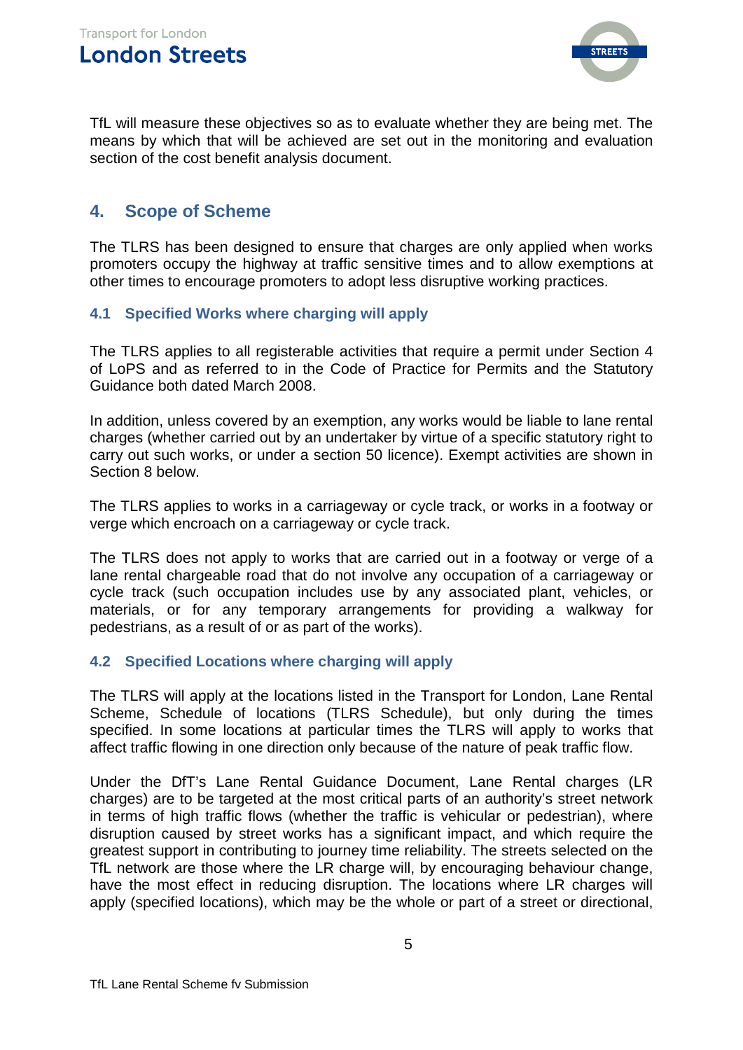TfL will measure these objectives so as to evaluate whether they are being met. The means by which that will be achieved are set out in the monitoring and evaluation section of the cost benefit analysis document.

## 4. Scope of Scheme

The TLRS has been designed to ensure that charges are only applied when works promoters occupy the highway at traffic sensitive times and to allow exemptions at other times to encourage promoters to adopt less disruptive working practices.

### 4.1 Specified Works where charging will apply

The TLRS applies to all registerable activities that require a permit under Section 4 of LoPS and as referred to in the Code of Practice for Permits and the Statutory Guidance both dated March 2008.

In addition, unless covered by an exemption, any works would be liable to lane rental charges (whether carried out by an undertaker by virtue of a specific statutory right to carry out such works, or under a section 50 licence). Exempt activities are shown in Section 8 below.

The TLRS applies to works in a carriageway or cycle track, or works in a footway or verge which encroach on a carriageway or cycle track.

The TLRS does not apply to works that are carried out in a footway or verge of a lane rental chargeable road that do not involve any occupation of a carriageway or cycle track (such occupation includes use by any associated plant, vehicles, or materials, or for any temporary arrangements for providing a walkway for pedestrians, as a result of or as part of the works).

### 4.2 Specified Locations where charging will apply

The TLRS will apply at the locations listed in the Transport for London, Lane Rental Scheme, Schedule of locations (TLRS Schedule), but only during the times specified. In some locations at particular times the TLRS will apply to works that affect traffic flowing in one direction only because of the nature of peak traffic flow.

Under the DfT's Lane Rental Guidance Document, Lane Rental charges (LR charges) are to be targeted at the most critical parts of an authority's street network in terms of high traffic flows (whether the traffic is vehicular or pedestrian), where disruption caused by street works has a significant impact, and which require the greatest support in contributing to journey time reliability. The streets selected on the TfL network are those where the LR charge will, by encouraging behaviour change, have the most effect in reducing disruption. The locations where LR charges will apply (specified locations), which may be the whole or part of a street or directional,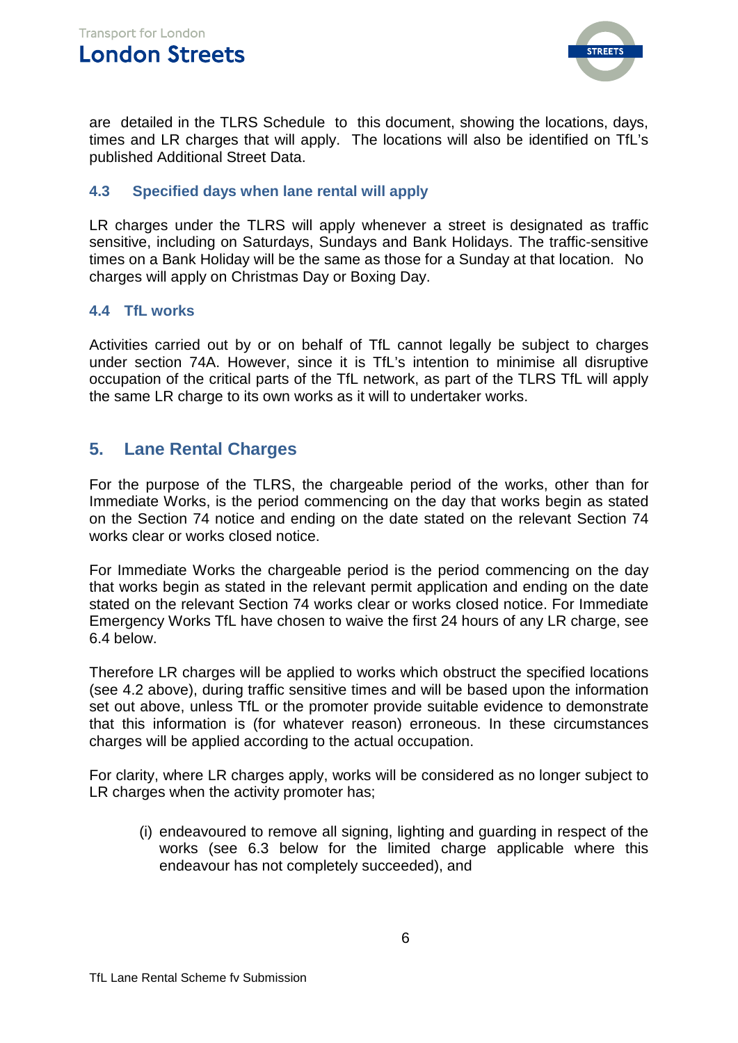are detailed in the TLRS Schedule to this document, showing the locations, days, times and LR charges that will apply. The locations will also be identified on TfL's published Additional Street Data.

### 4.3 Specified days when lane rental will apply

LR charges under the TLRS will apply whenever a street is designated as traffic sensitive, including on Saturdays, Sundays and Bank Holidays. The traffic-sensitive times on a Bank Holiday will be the same as those for a Sunday at that location. No charges will apply on Christmas Day or Boxing Day.

### 4.4 TfL works

Activities carried out by or on behalf of TfL cannot legally be subject to charges under section 74A. However, since it is TfL's intention to minimise all disruptive occupation of the critical parts of the TfL network, as part of the TLRS TfL will apply the same LR charge to its own works as it will to undertaker works.

## 5. Lane Rental Charges

For the purpose of the TLRS, the chargeable period of the works, other than for Immediate Works, is the period commencing on the day that works begin as stated on the Section 74 notice and ending on the date stated on the relevant Section 74 works clear or works closed notice.

For Immediate Works the chargeable period is the period commencing on the day that works begin as stated in the relevant permit application and ending on the date stated on the relevant Section 74 works clear or works closed notice. For Immediate Emergency Works TfL have chosen to waive the first 24 hours of any LR charge, see 6.4 below.

Therefore LR charges will be applied to works which obstruct the specified locations (see 4.2 above), during traffic sensitive times and will be based upon the information set out above, unless TfL or the promoter provide suitable evidence to demonstrate that this information is (for whatever reason) erroneous. In these circumstances charges will be applied according to the actual occupation.

For clarity, where LR charges apply, works will be considered as no longer subject to LR charges when the activity promoter has;

(i) endeavoured to remove all signing, lighting and guarding in respect of the works (see 6.3 below for the limited charge applicable where this endeavour has not completely succeeded), and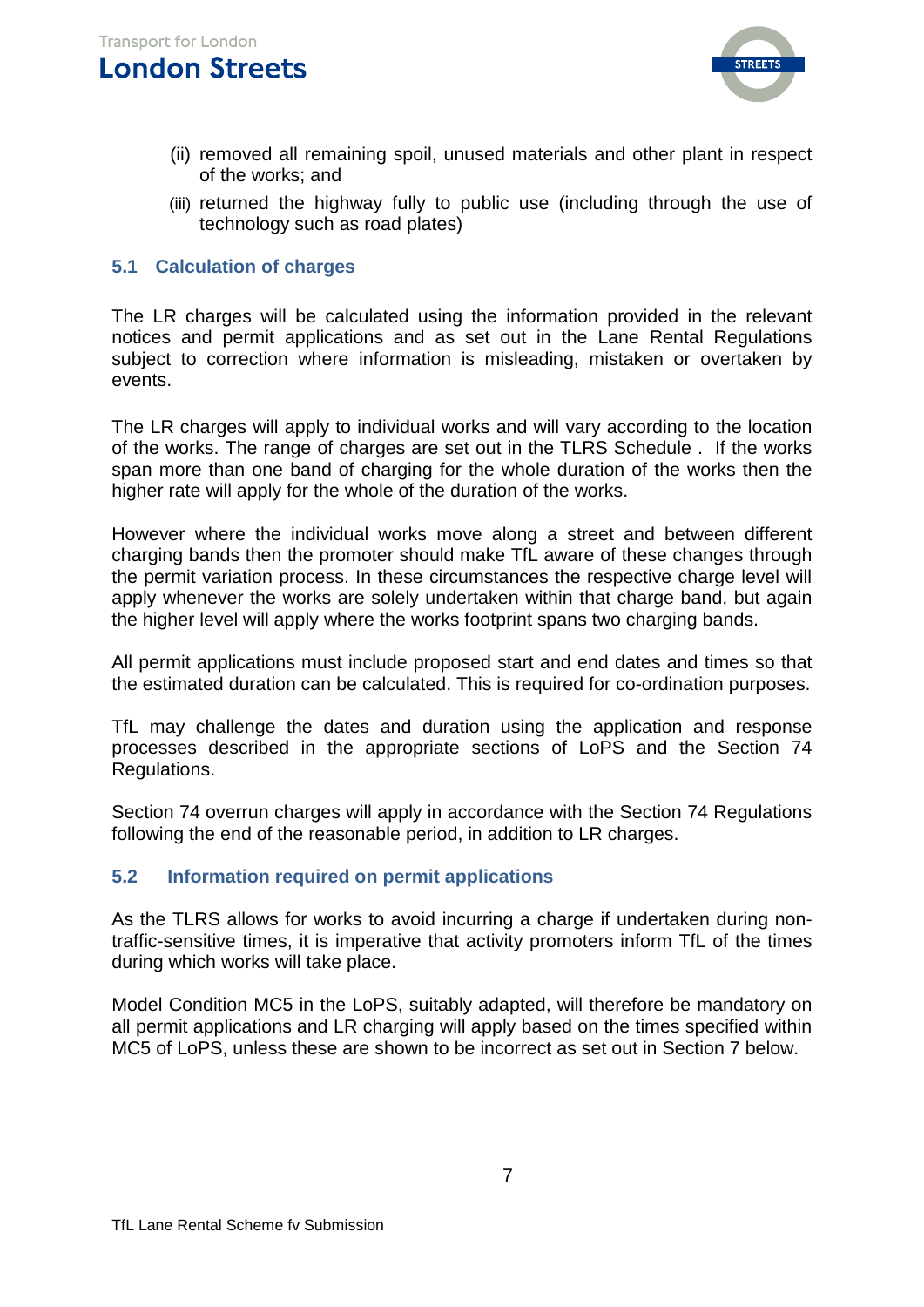(ii) removed all remaining spoil, unused materials and other plant in respect of the works; and

(iii) returned the highway fully to public use (including through the use of technology such as road plates)

## 5.1 Calculation of charges

The LR charges will be calculated using the information provided in the relevant notices and permit applications and as set out in the Lane Rental Regulations subject to correction where information is misleading, mistaken or overtaken by events.

The LR charges will apply to individual works and will vary according to the location of the works. The range of charges are set out in the TLRS Schedule . If the works span more than one band of charging for the whole duration of the works then the higher rate will apply for the whole of the duration of the works.

However where the individual works move along a street and between different charging bands then the promoter should make TfL aware of these changes through the permit variation process. In these circumstances the respective charge level will apply whenever the works are solely undertaken within that charge band, but again the higher level will apply where the works footprint spans two charging bands.

All permit applications must include proposed start and end dates and times so that the estimated duration can be calculated. This is required for co-ordination purposes.

TfL may challenge the dates and duration using the application and response processes described in the appropriate sections of LoPS and the Section 74 Regulations.

Section 74 overrun charges will apply in accordance with the Section 74 Regulations following the end of the reasonable period, in addition to LR charges.

## 5.2 Information required on permit applications

As the TLRS allows for works to avoid incurring a charge if undertaken during non-traffic-sensitive times, it is imperative that activity promoters inform TfL of the times during which works will take place.

Model Condition MC5 in the LoPS, suitably adapted, will therefore be mandatory on all permit applications and LR charging will apply based on the times specified within MC5 of LoPS, unless these are shown to be incorrect as set out in Section 7 below.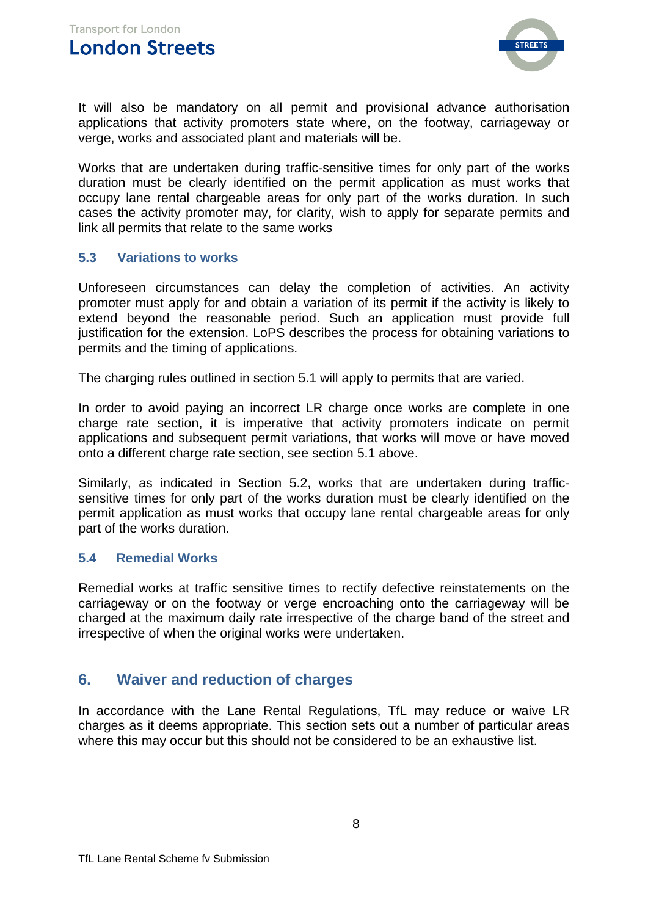It will also be mandatory on all permit and provisional advance authorisation applications that activity promoters state where, on the footway, carriageway or verge, works and associated plant and materials will be.

Works that are undertaken during traffic-sensitive times for only part of the works duration must be clearly identified on the permit application as must works that occupy lane rental chargeable areas for only part of the works duration. In such cases the activity promoter may, for clarity, wish to apply for separate permits and link all permits that relate to the same works

### 5.3 Variations to works

Unforeseen circumstances can delay the completion of activities. An activity promoter must apply for and obtain a variation of its permit if the activity is likely to extend beyond the reasonable period. Such an application must provide full justification for the extension. LoPS describes the process for obtaining variations to permits and the timing of applications.

The charging rules outlined in section 5.1 will apply to permits that are varied.

In order to avoid paying an incorrect LR charge once works are complete in one charge rate section, it is imperative that activity promoters indicate on permit applications and subsequent permit variations, that works will move or have moved onto a different charge rate section, see section 5.1 above.

Similarly, as indicated in Section 5.2, works that are undertaken during traffic-sensitive times for only part of the works duration must be clearly identified on the permit application as must works that occupy lane rental chargeable areas for only part of the works duration.

### 5.4 Remedial Works

Remedial works at traffic sensitive times to rectify defective reinstatements on the carriageway or on the footway or verge encroaching onto the carriageway will be charged at the maximum daily rate irrespective of the charge band of the street and irrespective of when the original works were undertaken.

## 6. Waiver and reduction of charges

In accordance with the Lane Rental Regulations, TfL may reduce or waive LR charges as it deems appropriate. This section sets out a number of particular areas where this may occur but this should not be considered to be an exhaustive list.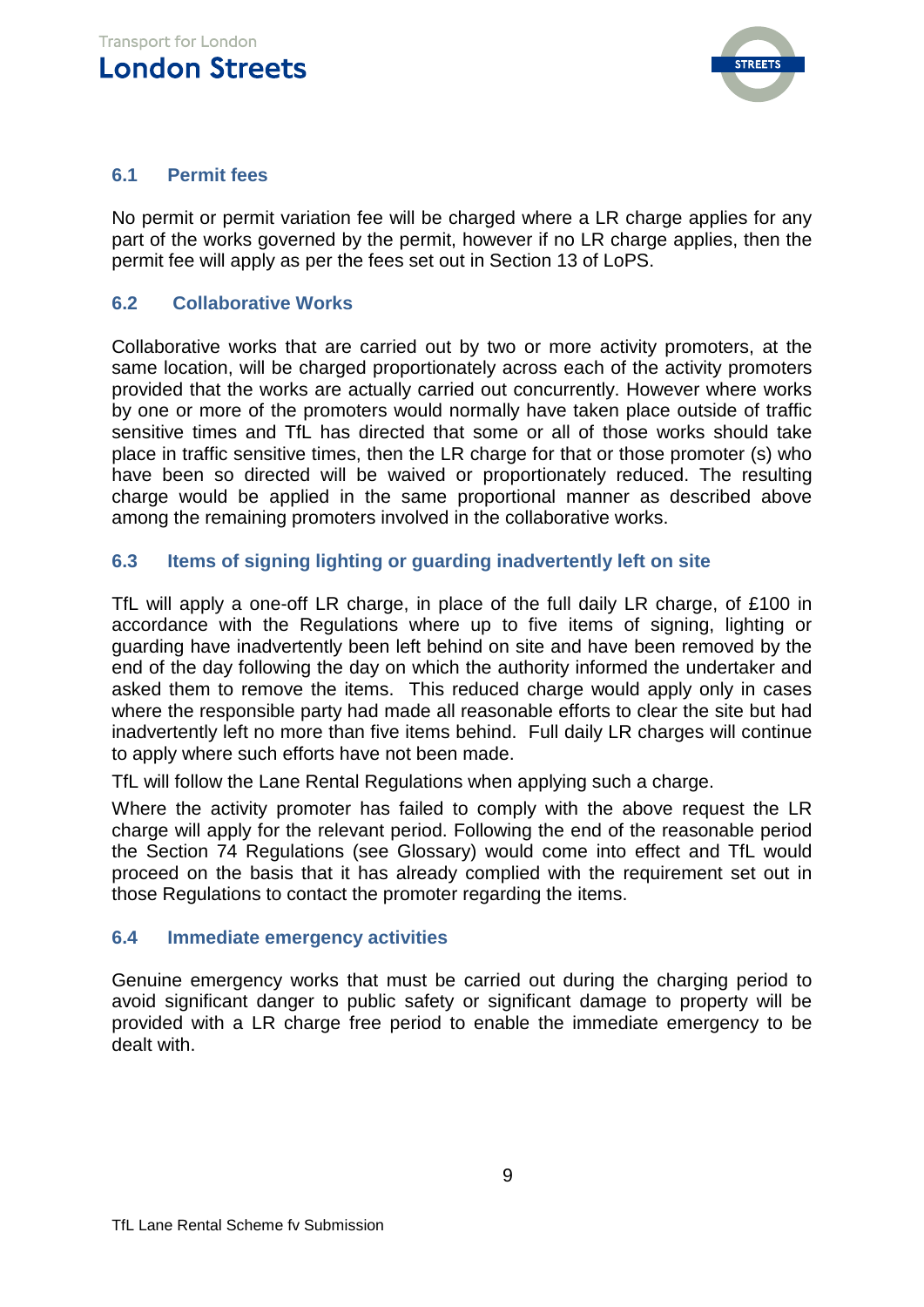### 6.1 Permit fees

No permit or permit variation fee will be charged where a LR charge applies for any part of the works governed by the permit, however if no LR charge applies, then the permit fee will apply as per the fees set out in Section 13 of LoPS.

### 6.2 Collaborative Works

Collaborative works that are carried out by two or more activity promoters, at the same location, will be charged proportionately across each of the activity promoters provided that the works are actually carried out concurrently. However where works by one or more of the promoters would normally have taken place outside of traffic sensitive times and TfL has directed that some or all of those works should take place in traffic sensitive times, then the LR charge for that or those promoter (s) who have been so directed will be waived or proportionately reduced. The resulting charge would be applied in the same proportional manner as described above among the remaining promoters involved in the collaborative works.

### 6.3 Items of signing lighting or guarding inadvertently left on site

TfL will apply a one-off LR charge, in place of the full daily LR charge, of £100 in accordance with the Regulations where up to five items of signing, lighting or guarding have inadvertently been left behind on site and have been removed by the end of the day following the day on which the authority informed the undertaker and asked them to remove the items. This reduced charge would apply only in cases where the responsible party had made all reasonable efforts to clear the site but had inadvertently left no more than five items behind. Full daily LR charges will continue to apply where such efforts have not been made.

TfL will follow the Lane Rental Regulations when applying such a charge.

Where the activity promoter has failed to comply with the above request the LR charge will apply for the relevant period. Following the end of the reasonable period the Section 74 Regulations (see Glossary) would come into effect and TfL would proceed on the basis that it has already complied with the requirement set out in those Regulations to contact the promoter regarding the items.

### 6.4 Immediate emergency activities

Genuine emergency works that must be carried out during the charging period to avoid significant danger to public safety or significant damage to property will be provided with a LR charge free period to enable the immediate emergency to be dealt with.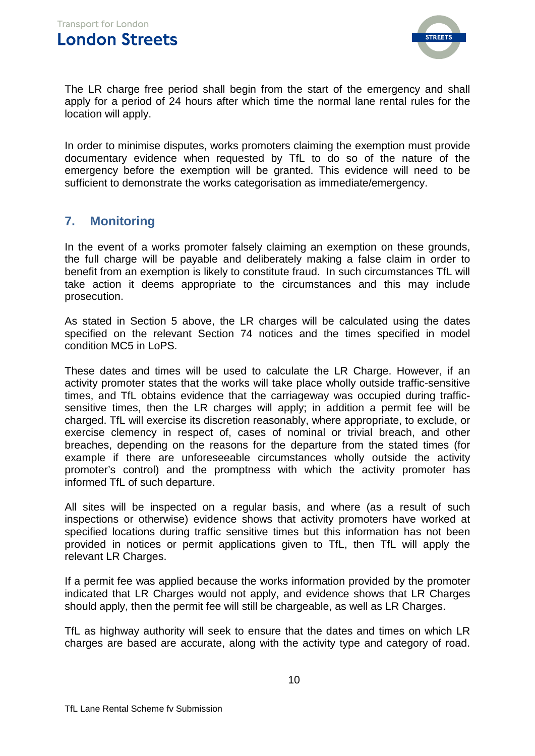The LR charge free period shall begin from the start of the emergency and shall apply for a period of 24 hours after which time the normal lane rental rules for the location will apply.

In order to minimise disputes, works promoters claiming the exemption must provide documentary evidence when requested by TfL to do so of the nature of the emergency before the exemption will be granted. This evidence will need to be sufficient to demonstrate the works categorisation as immediate/emergency.

## 7. Monitoring

In the event of a works promoter falsely claiming an exemption on these grounds, the full charge will be payable and deliberately making a false claim in order to benefit from an exemption is likely to constitute fraud. In such circumstances TfL will take action it deems appropriate to the circumstances and this may include prosecution.

As stated in Section 5 above, the LR charges will be calculated using the dates specified on the relevant Section 74 notices and the times specified in model condition MC5 in LoPS.

These dates and times will be used to calculate the LR Charge. However, if an activity promoter states that the works will take place wholly outside traffic-sensitive times, and TfL obtains evidence that the carriageway was occupied during traffic-sensitive times, then the LR charges will apply; in addition a permit fee will be charged. TfL will exercise its discretion reasonably, where appropriate, to exclude, or exercise clemency in respect of, cases of nominal or trivial breach, and other breaches, depending on the reasons for the departure from the stated times (for example if there are unforeseeable circumstances wholly outside the activity promoter's control) and the promptness with which the activity promoter has informed TfL of such departure.

All sites will be inspected on a regular basis, and where (as a result of such inspections or otherwise) evidence shows that activity promoters have worked at specified locations during traffic sensitive times but this information has not been provided in notices or permit applications given to TfL, then TfL will apply the relevant LR Charges.

If a permit fee was applied because the works information provided by the promoter indicated that LR Charges would not apply, and evidence shows that LR Charges should apply, then the permit fee will still be chargeable, as well as LR Charges.

TfL as highway authority will seek to ensure that the dates and times on which LR charges are based are accurate, along with the activity type and category of road.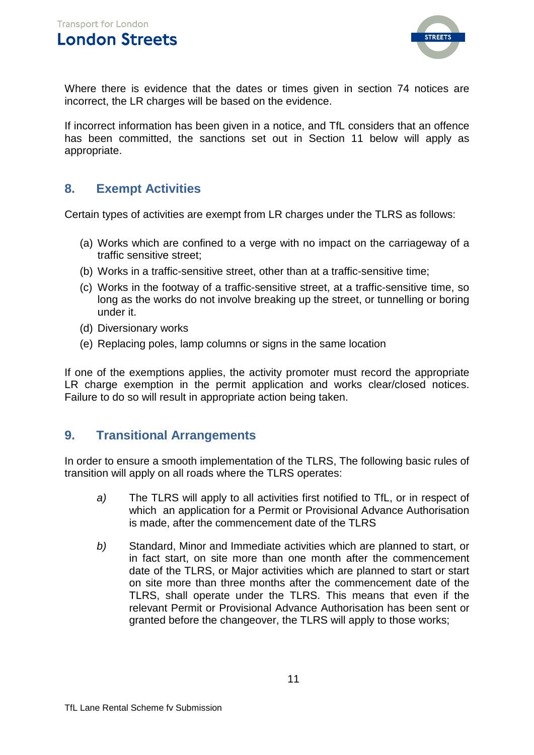Where there is evidence that the dates or times given in section 74 notices are incorrect, the LR charges will be based on the evidence.

If incorrect information has been given in a notice, and TfL considers that an offence has been committed, the sanctions set out in Section 11 below will apply as appropriate.

## 8. Exempt Activities

Certain types of activities are exempt from LR charges under the TLRS as follows:

(a) Works which are confined to a verge with no impact on the carriageway of a traffic sensitive street;
(b) Works in a traffic-sensitive street, other than at a traffic-sensitive time;
(c) Works in the footway of a traffic-sensitive street, at a traffic-sensitive time, so long as the works do not involve breaking up the street, or tunnelling or boring under it.
(d) Diversionary works
(e) Replacing poles, lamp columns or signs in the same location

If one of the exemptions applies, the activity promoter must record the appropriate LR charge exemption in the permit application and works clear/closed notices. Failure to do so will result in appropriate action being taken.

## 9. Transitional Arrangements

In order to ensure a smooth implementation of the TLRS, The following basic rules of transition will apply on all roads where the TLRS operates:

*a)* The TLRS will apply to all activities first notified to TfL, or in respect of which an application for a Permit or Provisional Advance Authorisation is made, after the commencement date of the TLRS

*b)* Standard, Minor and Immediate activities which are planned to start, or in fact start, on site more than one month after the commencement date of the TLRS, or Major activities which are planned to start or start on site more than three months after the commencement date of the TLRS, shall operate under the TLRS. This means that even if the relevant Permit or Provisional Advance Authorisation has been sent or granted before the changeover, the TLRS will apply to those works;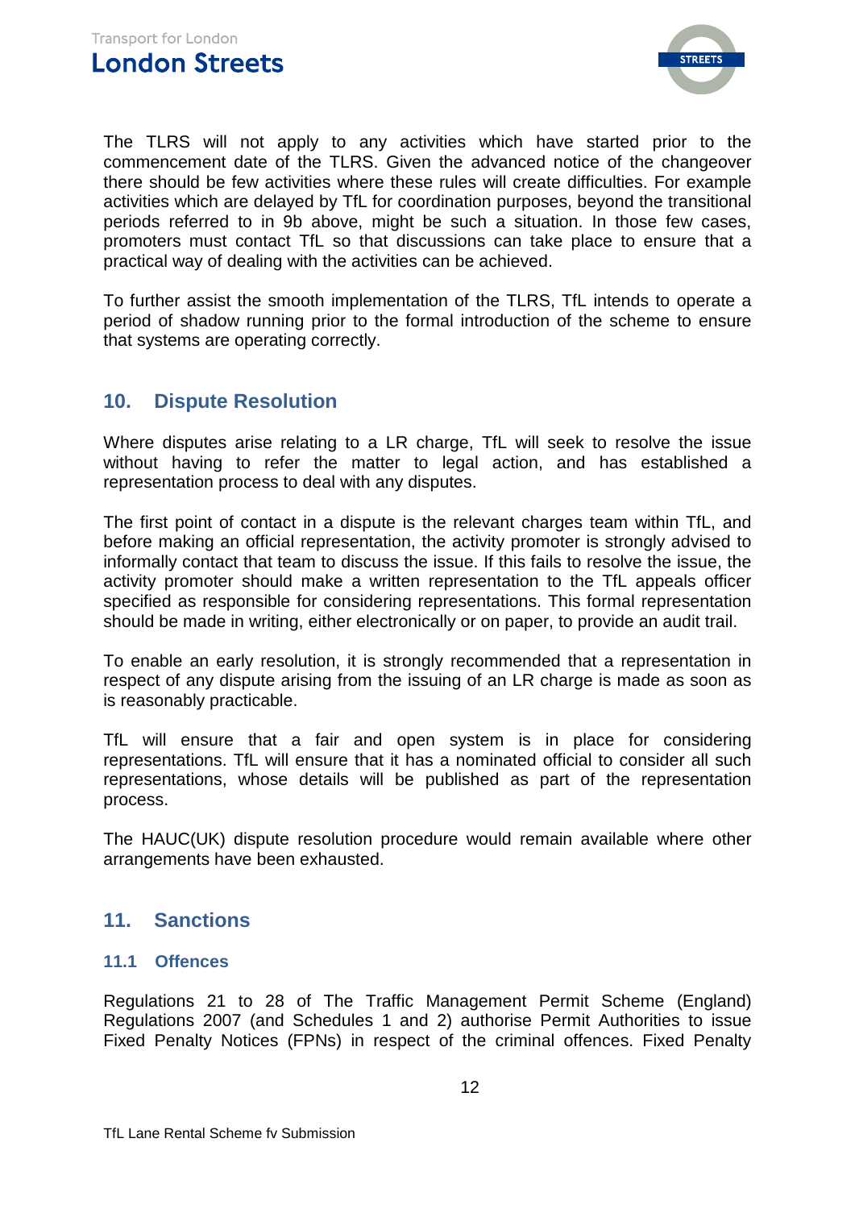The TLRS will not apply to any activities which have started prior to the commencement date of the TLRS. Given the advanced notice of the changeover there should be few activities where these rules will create difficulties. For example activities which are delayed by TfL for coordination purposes, beyond the transitional periods referred to in 9b above, might be such a situation. In those few cases, promoters must contact TfL so that discussions can take place to ensure that a practical way of dealing with the activities can be achieved.

To further assist the smooth implementation of the TLRS, TfL intends to operate a period of shadow running prior to the formal introduction of the scheme to ensure that systems are operating correctly.

## 10. Dispute Resolution

Where disputes arise relating to a LR charge, TfL will seek to resolve the issue without having to refer the matter to legal action, and has established a representation process to deal with any disputes.

The first point of contact in a dispute is the relevant charges team within TfL, and before making an official representation, the activity promoter is strongly advised to informally contact that team to discuss the issue. If this fails to resolve the issue, the activity promoter should make a written representation to the TfL appeals officer specified as responsible for considering representations. This formal representation should be made in writing, either electronically or on paper, to provide an audit trail.

To enable an early resolution, it is strongly recommended that a representation in respect of any dispute arising from the issuing of an LR charge is made as soon as is reasonably practicable.

TfL will ensure that a fair and open system is in place for considering representations. TfL will ensure that it has a nominated official to consider all such representations, whose details will be published as part of the representation process.

The HAUC(UK) dispute resolution procedure would remain available where other arrangements have been exhausted.

## 11. Sanctions

### 11.1 Offences

Regulations 21 to 28 of The Traffic Management Permit Scheme (England) Regulations 2007 (and Schedules 1 and 2) authorise Permit Authorities to issue Fixed Penalty Notices (FPNs) in respect of the criminal offences. Fixed Penalty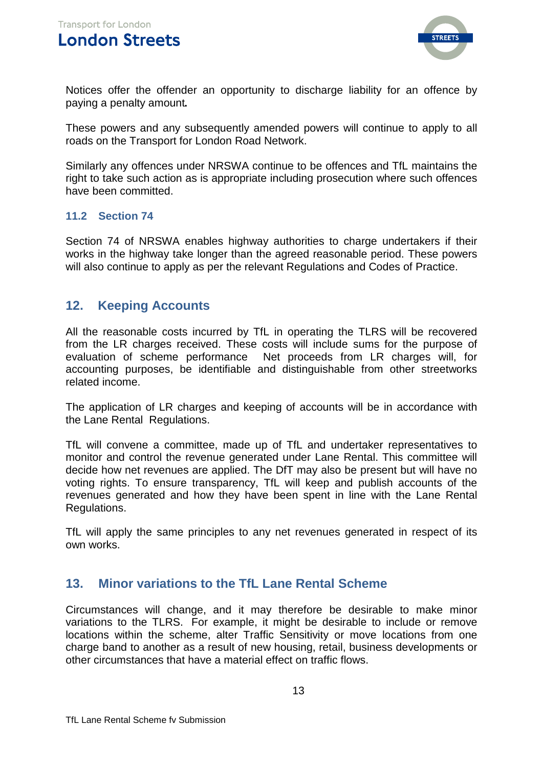Notices offer the offender an opportunity to discharge liability for an offence by paying a penalty amount**.**

These powers and any subsequently amended powers will continue to apply to all roads on the Transport for London Road Network.

Similarly any offences under NRSWA continue to be offences and TfL maintains the right to take such action as is appropriate including prosecution where such offences have been committed.

### 11.2 Section 74

Section 74 of NRSWA enables highway authorities to charge undertakers if their works in the highway take longer than the agreed reasonable period. These powers will also continue to apply as per the relevant Regulations and Codes of Practice.

## 12. Keeping Accounts

All the reasonable costs incurred by TfL in operating the TLRS will be recovered from the LR charges received. These costs will include sums for the purpose of evaluation of scheme performance Net proceeds from LR charges will, for accounting purposes, be identifiable and distinguishable from other streetworks related income.

The application of LR charges and keeping of accounts will be in accordance with the Lane Rental Regulations.

TfL will convene a committee, made up of TfL and undertaker representatives to monitor and control the revenue generated under Lane Rental. This committee will decide how net revenues are applied. The DfT may also be present but will have no voting rights. To ensure transparency, TfL will keep and publish accounts of the revenues generated and how they have been spent in line with the Lane Rental Regulations.

TfL will apply the same principles to any net revenues generated in respect of its own works.

## 13. Minor variations to the TfL Lane Rental Scheme

Circumstances will change, and it may therefore be desirable to make minor variations to the TLRS. For example, it might be desirable to include or remove locations within the scheme, alter Traffic Sensitivity or move locations from one charge band to another as a result of new housing, retail, business developments or other circumstances that have a material effect on traffic flows.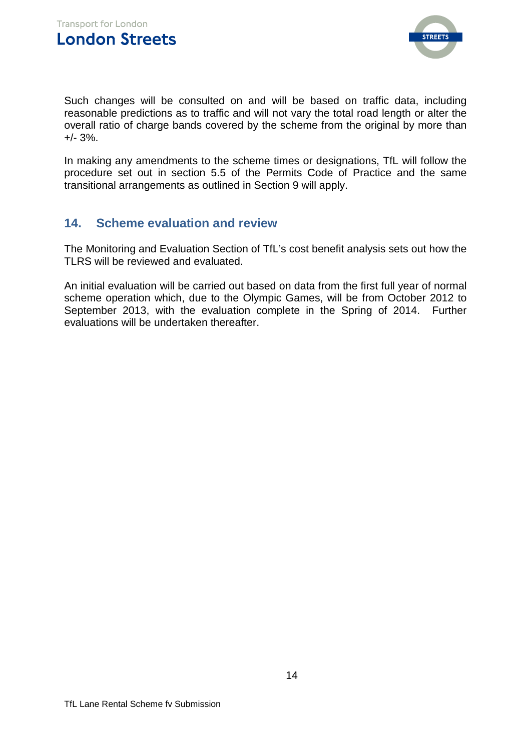Such changes will be consulted on and will be based on traffic data, including reasonable predictions as to traffic and will not vary the total road length or alter the overall ratio of charge bands covered by the scheme from the original by more than +/- 3%.

In making any amendments to the scheme times or designations, TfL will follow the procedure set out in section 5.5 of the Permits Code of Practice and the same transitional arrangements as outlined in Section 9 will apply.

## 14. Scheme evaluation and review

The Monitoring and Evaluation Section of TfL's cost benefit analysis sets out how the TLRS will be reviewed and evaluated.

An initial evaluation will be carried out based on data from the first full year of normal scheme operation which, due to the Olympic Games, will be from October 2012 to September 2013, with the evaluation complete in the Spring of 2014. Further evaluations will be undertaken thereafter.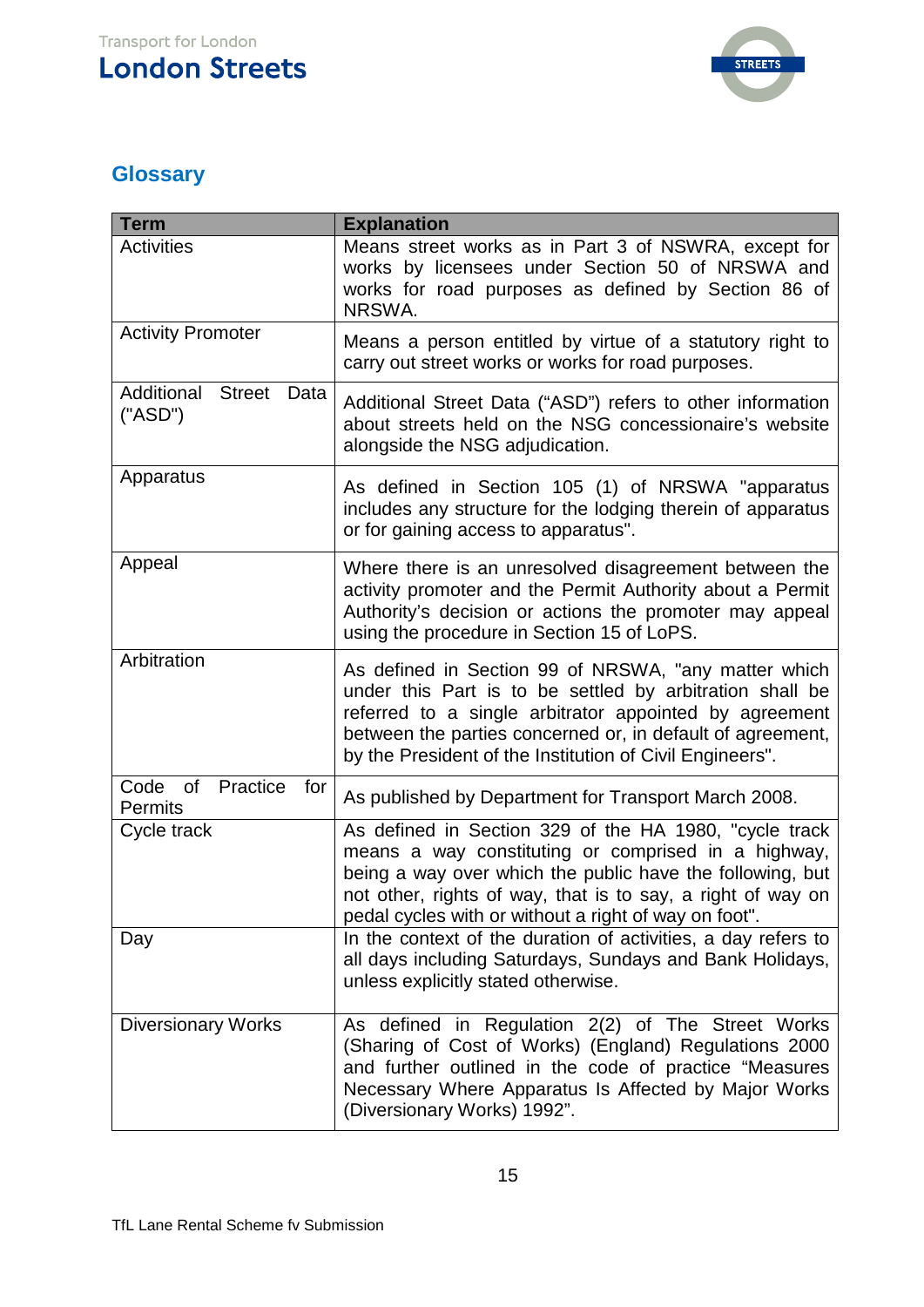## Glossary

| Term | Explanation |
|---|---|
| Activities | Means street works as in Part 3 of NSWRA, except for works by licensees under Section 50 of NRSWA and works for road purposes as defined by Section 86 of NRSWA. |
| Activity Promoter | Means a person entitled by virtue of a statutory right to carry out street works or works for road purposes. |
| Additional Street Data ("ASD") | Additional Street Data ("ASD") refers to other information about streets held on the NSG concessionaire's website alongside the NSG adjudication. |
| Apparatus | As defined in Section 105 (1) of NRSWA "apparatus includes any structure for the lodging therein of apparatus or for gaining access to apparatus". |
| Appeal | Where there is an unresolved disagreement between the activity promoter and the Permit Authority about a Permit Authority's decision or actions the promoter may appeal using the procedure in Section 15 of LoPS. |
| Arbitration | As defined in Section 99 of NRSWA, "any matter which under this Part is to be settled by arbitration shall be referred to a single arbitrator appointed by agreement between the parties concerned or, in default of agreement, by the President of the Institution of Civil Engineers". |
| Code of Practice for Permits | As published by Department for Transport March 2008. |
| Cycle track | As defined in Section 329 of the HA 1980, "cycle track means a way constituting or comprised in a highway, being a way over which the public have the following, but not other, rights of way, that is to say, a right of way on pedal cycles with or without a right of way on foot". |
| Day | In the context of the duration of activities, a day refers to all days including Saturdays, Sundays and Bank Holidays, unless explicitly stated otherwise. |
| Diversionary Works | As defined in Regulation 2(2) of The Street Works (Sharing of Cost of Works) (England) Regulations 2000 and further outlined in the code of practice "Measures Necessary Where Apparatus Is Affected by Major Works (Diversionary Works) 1992". |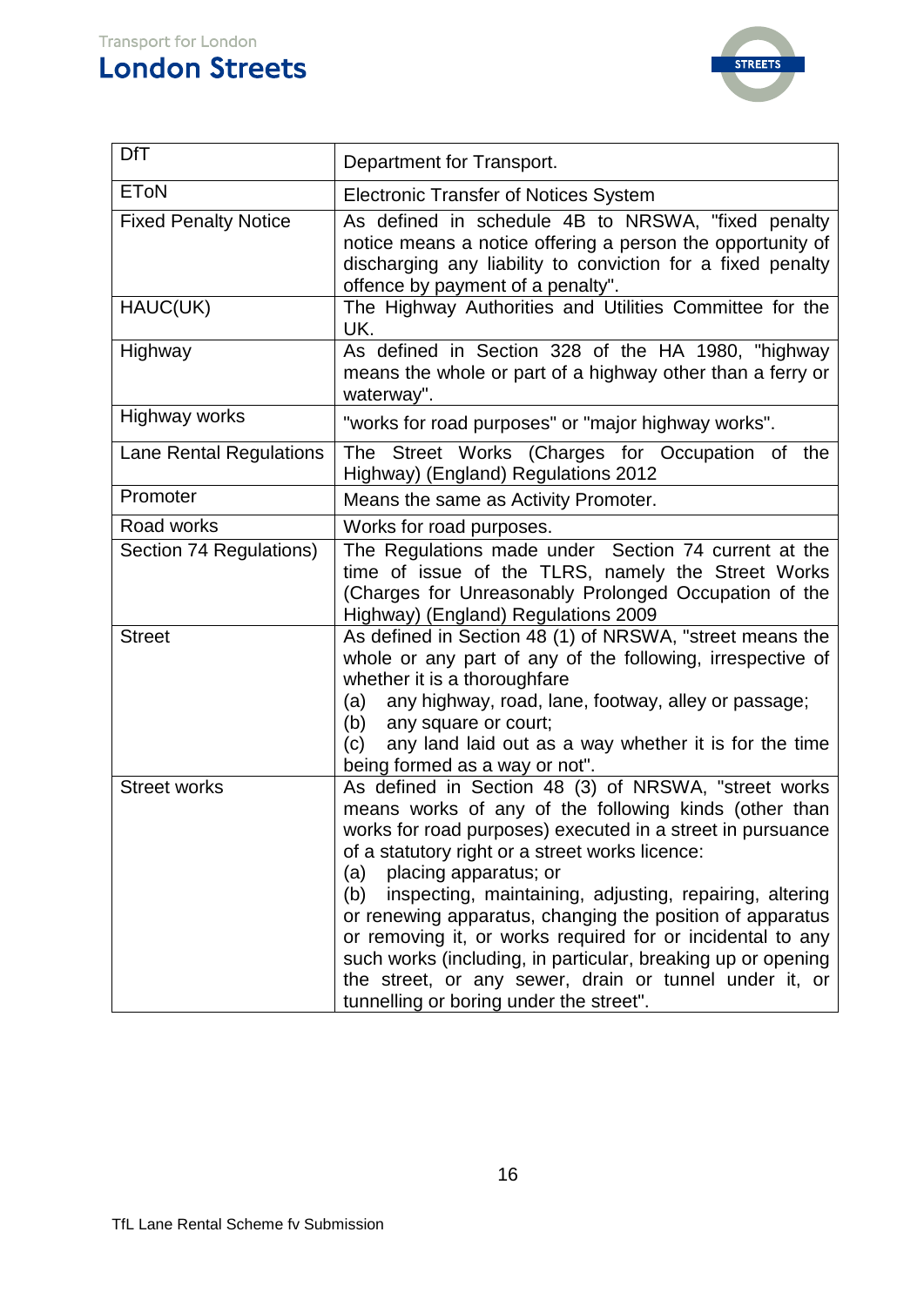| | |
|---|---|
| DfT | Department for Transport. |
| EToN | Electronic Transfer of Notices System |
| Fixed Penalty Notice | As defined in schedule 4B to NRSWA, "fixed penalty notice means a notice offering a person the opportunity of discharging any liability to conviction for a fixed penalty offence by payment of a penalty". |
| HAUC(UK) | The Highway Authorities and Utilities Committee for the UK. |
| Highway | As defined in Section 328 of the HA 1980, "highway means the whole or part of a highway other than a ferry or waterway". |
| Highway works | "works for road purposes" or "major highway works". |
| Lane Rental Regulations | The Street Works (Charges for Occupation of the Highway) (England) Regulations 2012 |
| Promoter | Means the same as Activity Promoter. |
| Road works | Works for road purposes. |
| Section 74 Regulations) | The Regulations made under Section 74 current at the time of issue of the TLRS, namely the Street Works (Charges for Unreasonably Prolonged Occupation of the Highway) (England) Regulations 2009 |
| Street | As defined in Section 48 (1) of NRSWA, "street means the whole or any part of any of the following, irrespective of whether it is a thoroughfare<br>(a) any highway, road, lane, footway, alley or passage;<br>(b) any square or court;<br>(c) any land laid out as a way whether it is for the time being formed as a way or not". |
| Street works | As defined in Section 48 (3) of NRSWA, "street works means works of any of the following kinds (other than works for road purposes) executed in a street in pursuance of a statutory right or a street works licence:<br>(a) placing apparatus; or<br>(b) inspecting, maintaining, adjusting, repairing, altering or renewing apparatus, changing the position of apparatus or removing it, or works required for or incidental to any such works (including, in particular, breaking up or opening the street, or any sewer, drain or tunnel under it, or tunnelling or boring under the street". |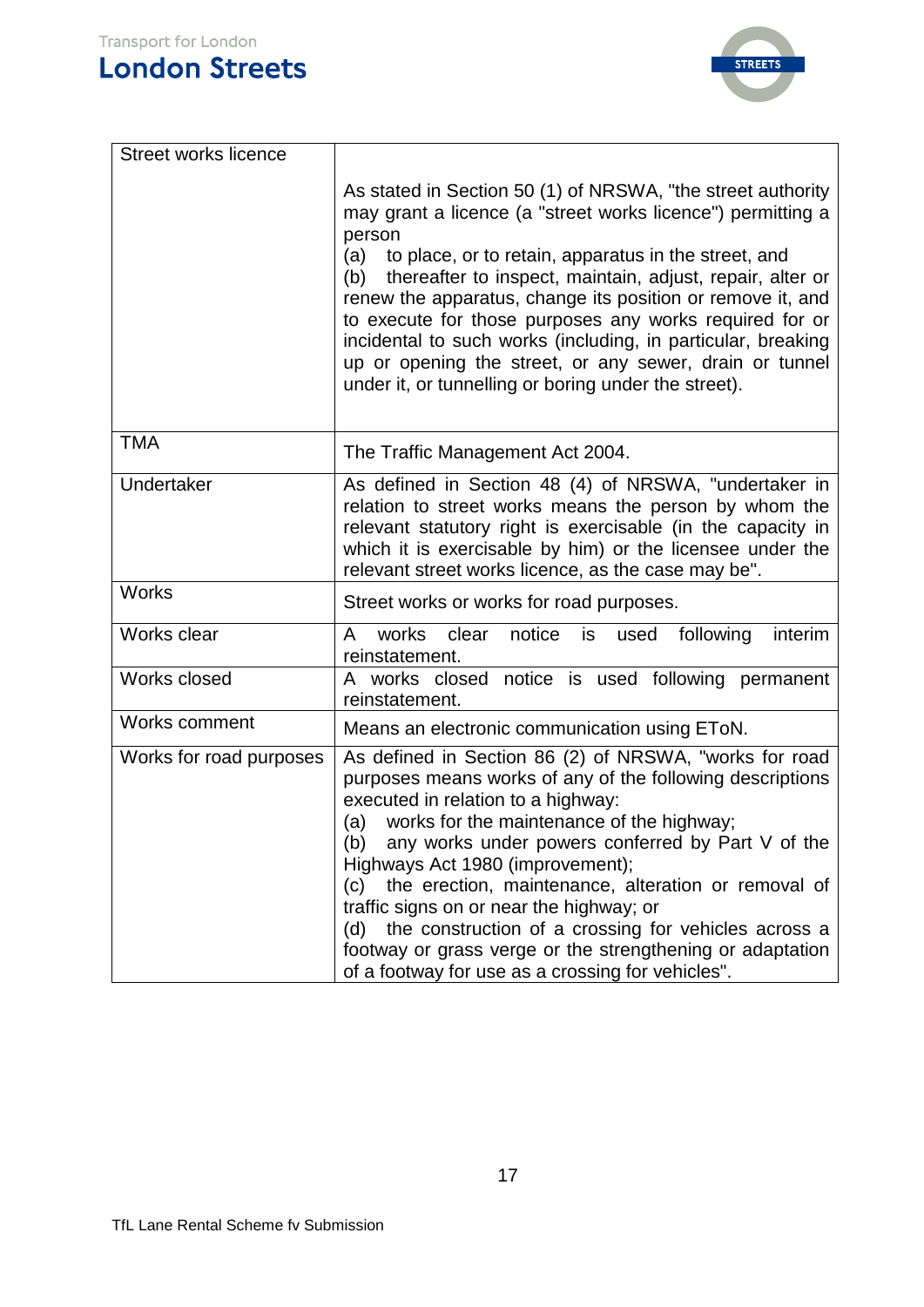| | |
|---|---|
| Street works licence | As stated in Section 50 (1) of NRSWA, "the street authority may grant a licence (a "street works licence") permitting a person<br>(a) to place, or to retain, apparatus in the street, and<br>(b) thereafter to inspect, maintain, adjust, repair, alter or renew the apparatus, change its position or remove it, and to execute for those purposes any works required for or incidental to such works (including, in particular, breaking up or opening the street, or any sewer, drain or tunnel under it, or tunnelling or boring under the street). |
| TMA | The Traffic Management Act 2004. |
| Undertaker | As defined in Section 48 (4) of NRSWA, "undertaker in relation to street works means the person by whom the relevant statutory right is exercisable (in the capacity in which it is exercisable by him) or the licensee under the relevant street works licence, as the case may be". |
| Works | Street works or works for road purposes. |
| Works clear | A works clear notice is used following interim reinstatement. |
| Works closed | A works closed notice is used following permanent reinstatement. |
| Works comment | Means an electronic communication using EToN. |
| Works for road purposes | As defined in Section 86 (2) of NRSWA, "works for road purposes means works of any of the following descriptions executed in relation to a highway:<br>(a) works for the maintenance of the highway;<br>(b) any works under powers conferred by Part V of the Highways Act 1980 (improvement);<br>(c) the erection, maintenance, alteration or removal of traffic signs on or near the highway; or<br>(d) the construction of a crossing for vehicles across a footway or grass verge or the strengthening or adaptation of a footway for use as a crossing for vehicles". |